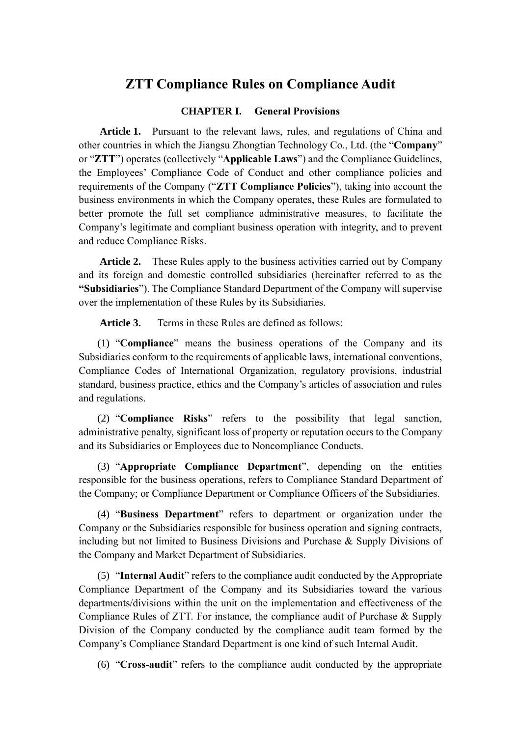# ZTT Compliance Rules on Compliance Audit

## CHAPTER I. General Provisions

**Article 1.** Pursuant to the relevant laws, rules, and regulations of China and other countries in which the Jiangsu Zhongtian Technology Co., Ltd. (the "**Company**" or "**ZTT**") operates (collectively "**Applicable Laws**") and the Compliance Guidelines, the Employees' Compliance Code of Conduct and other compliance policies and requirements of the Company ("**ZTT Compliance Policies**"), taking into account the business environments in which the Company operates, these Rules are formulated to better promote the full set compliance administrative measures, to facilitate the Company's legitimate and compliant business operation with integrity, and to prevent and reduce Compliance Risks.

**Article 2.** These Rules apply to the business activities carried out by Company and its foreign and domestic controlled subsidiaries (hereinafter referred to as the **"Subsidiaries"**). The Compliance Standard Department of the Company will supervise over the implementation of these Rules by its Subsidiaries.

**Article 3.** Terms in these Rules are defined as follows:

(1) "**Compliance**" means the business operations of the Company and its Subsidiaries conform to the requirements of applicable laws, international conventions, Compliance Codes of International Organization, regulatory provisions, industrial standard, business practice, ethics and the Company's articles of association and rules and regulations.

(2) "**Compliance Risks**" refers to the possibility that legal sanction, administrative penalty, significant loss of property or reputation occurs to the Company and its Subsidiaries or Employees due to Noncompliance Conducts.

(3) "**Appropriate Compliance Department**", depending on the entities responsible for the business operations, refers to Compliance Standard Department of the Company; or Compliance Department or Compliance Officers of the Subsidiaries.

(4) "**Business Department**" refers to department or organization under the Company or the Subsidiaries responsible for business operation and signing contracts, including but not limited to Business Divisions and Purchase & Supply Divisions of the Company and Market Department of Subsidiaries.

(5) "**Internal Audit**" refers to the compliance audit conducted by the Appropriate Compliance Department of the Company and its Subsidiaries toward the various departments/divisions within the unit on the implementation and effectiveness of the Compliance Rules of ZTT. For instance, the compliance audit of Purchase & Supply Division of the Company conducted by the compliance audit team formed by the Company's Compliance Standard Department is one kind of such Internal Audit.

(6) "**Cross-audit**" refers to the compliance audit conducted by the appropriate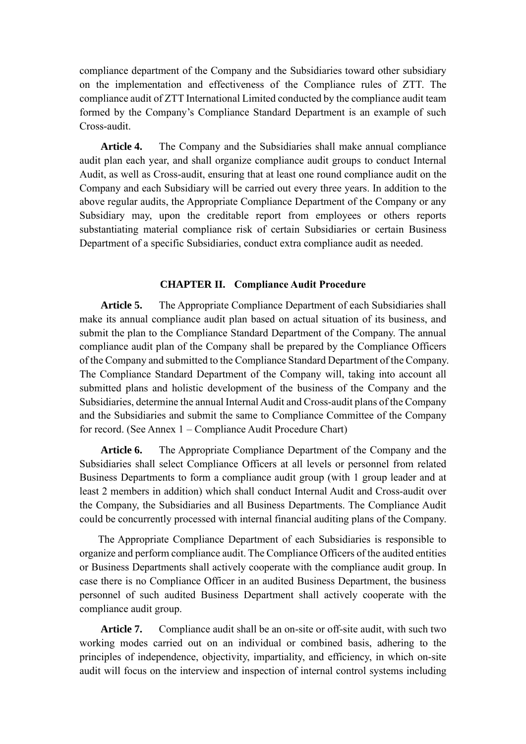compliance department of the Company and the Subsidiaries toward other subsidiary on the implementation and effectiveness of the Compliance rules of ZTT. The compliance audit of ZTT International Limited conducted by the compliance audit team formed by the Company's Compliance Standard Department is an example of such Cross-audit.

**Article 4.** The Company and the Subsidiaries shall make annual compliance audit plan each year, and shall organize compliance audit groups to conduct Internal Audit, as well as Cross-audit, ensuring that at least one round compliance audit on the Company and each Subsidiary will be carried out every three years. In addition to the above regular audits, the Appropriate Compliance Department of the Company or any Subsidiary may, upon the creditable report from employees or others reports substantiating material compliance risk of certain Subsidiaries or certain Business Department of a specific Subsidiaries, conduct extra compliance audit as needed.

## CHAPTER II. Compliance Audit Procedure

**Article 5.** The Appropriate Compliance Department of each Subsidiaries shall make its annual compliance audit plan based on actual situation of its business, and submit the plan to the Compliance Standard Department of the Company. The annual compliance audit plan of the Company shall be prepared by the Compliance Officers of the Company and submitted to the Compliance Standard Department of the Company. The Compliance Standard Department of the Company will, taking into account all submitted plans and holistic development of the business of the Company and the Subsidiaries, determine the annual Internal Audit and Cross-audit plans of the Company and the Subsidiaries and submit the same to Compliance Committee of the Company for record. (See Annex 1 – Compliance Audit Procedure Chart)

**Article 6.** The Appropriate Compliance Department of the Company and the Subsidiaries shall select Compliance Officers at all levels or personnel from related Business Departments to form a compliance audit group (with 1 group leader and at least 2 members in addition) which shall conduct Internal Audit and Cross-audit over the Company, the Subsidiaries and all Business Departments. The Compliance Audit could be concurrently processed with internal financial auditing plans of the Company.

The Appropriate Compliance Department of each Subsidiaries is responsible to organize and perform compliance audit. The Compliance Officers of the audited entities or Business Departments shall actively cooperate with the compliance audit group. In case there is no Compliance Officer in an audited Business Department, the business personnel of such audited Business Department shall actively cooperate with the compliance audit group.

**Article 7.** Compliance audit shall be an on-site or off-site audit, with such two working modes carried out on an individual or combined basis, adhering to the principles of independence, objectivity, impartiality, and efficiency, in which on-site audit will focus on the interview and inspection of internal control systems including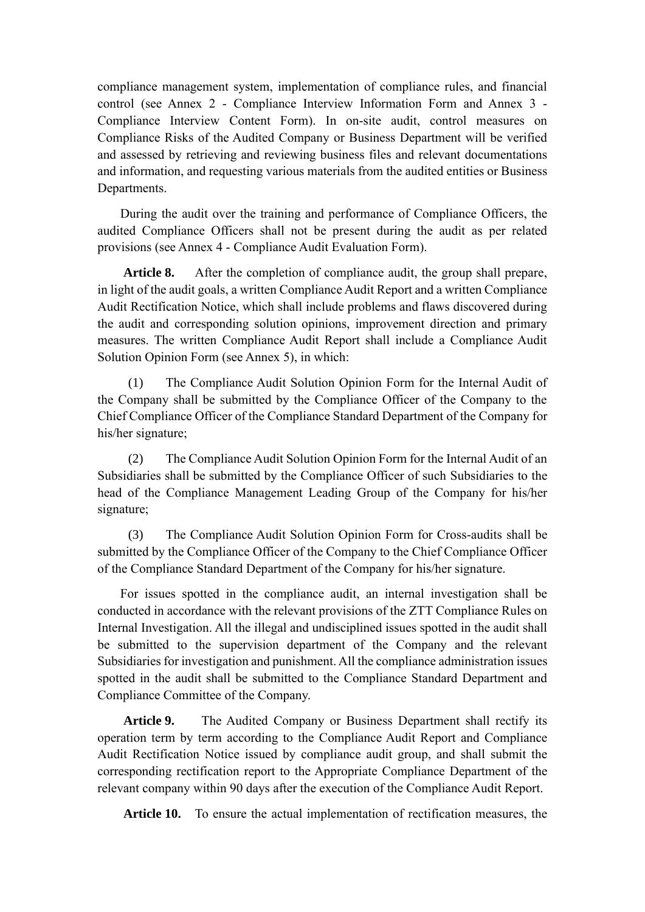compliance management system, implementation of compliance rules, and financial control (see Annex 2 - Compliance Interview Information Form and Annex 3 - Compliance Interview Content Form). In on-site audit, control measures on Compliance Risks of the Audited Company or Business Department will be verified and assessed by retrieving and reviewing business files and relevant documentations and information, and requesting various materials from the audited entities or Business Departments.

During the audit over the training and performance of Compliance Officers, the audited Compliance Officers shall not be present during the audit as per related provisions (see Annex 4 - Compliance Audit Evaluation Form).

**Article 8.** After the completion of compliance audit, the group shall prepare, in light of the audit goals, a written Compliance Audit Report and a written Compliance Audit Rectification Notice, which shall include problems and flaws discovered during the audit and corresponding solution opinions, improvement direction and primary measures. The written Compliance Audit Report shall include a Compliance Audit Solution Opinion Form (see Annex 5), in which:

(1) The Compliance Audit Solution Opinion Form for the Internal Audit of the Company shall be submitted by the Compliance Officer of the Company to the Chief Compliance Officer of the Compliance Standard Department of the Company for his/her signature;

(2) The Compliance Audit Solution Opinion Form for the Internal Audit of an Subsidiaries shall be submitted by the Compliance Officer of such Subsidiaries to the head of the Compliance Management Leading Group of the Company for his/her signature;

(3) The Compliance Audit Solution Opinion Form for Cross-audits shall be submitted by the Compliance Officer of the Company to the Chief Compliance Officer of the Compliance Standard Department of the Company for his/her signature.

For issues spotted in the compliance audit, an internal investigation shall be conducted in accordance with the relevant provisions of the ZTT Compliance Rules on Internal Investigation. All the illegal and undisciplined issues spotted in the audit shall be submitted to the supervision department of the Company and the relevant Subsidiaries for investigation and punishment. All the compliance administration issues spotted in the audit shall be submitted to the Compliance Standard Department and Compliance Committee of the Company.

**Article 9.** The Audited Company or Business Department shall rectify its operation term by term according to the Compliance Audit Report and Compliance Audit Rectification Notice issued by compliance audit group, and shall submit the corresponding rectification report to the Appropriate Compliance Department of the relevant company within 90 days after the execution of the Compliance Audit Report.

**Article 10.** To ensure the actual implementation of rectification measures, the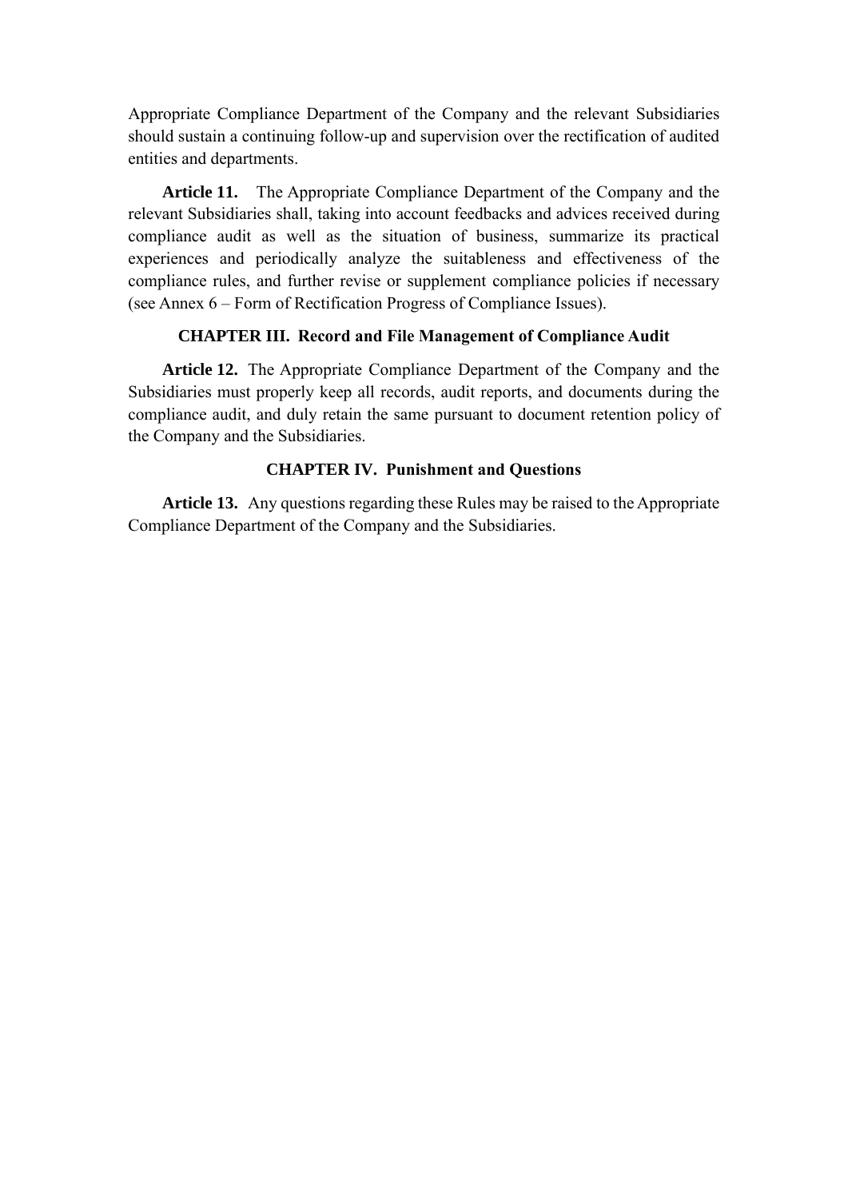Appropriate Compliance Department of the Company and the relevant Subsidiaries should sustain a continuing follow-up and supervision over the rectification of audited entities and departments.

**Article 11.** The Appropriate Compliance Department of the Company and the relevant Subsidiaries shall, taking into account feedbacks and advices received during compliance audit as well as the situation of business, summarize its practical experiences and periodically analyze the suitableness and effectiveness of the compliance rules, and further revise or supplement compliance policies if necessary (see Annex 6 – Form of Rectification Progress of Compliance Issues).

### CHAPTER III. Record and File Management of Compliance Audit

**Article 12.** The Appropriate Compliance Department of the Company and the Subsidiaries must properly keep all records, audit reports, and documents during the compliance audit, and duly retain the same pursuant to document retention policy of the Company and the Subsidiaries.

### CHAPTER IV. Punishment and Questions

**Article 13.** Any questions regarding these Rules may be raised to the Appropriate Compliance Department of the Company and the Subsidiaries.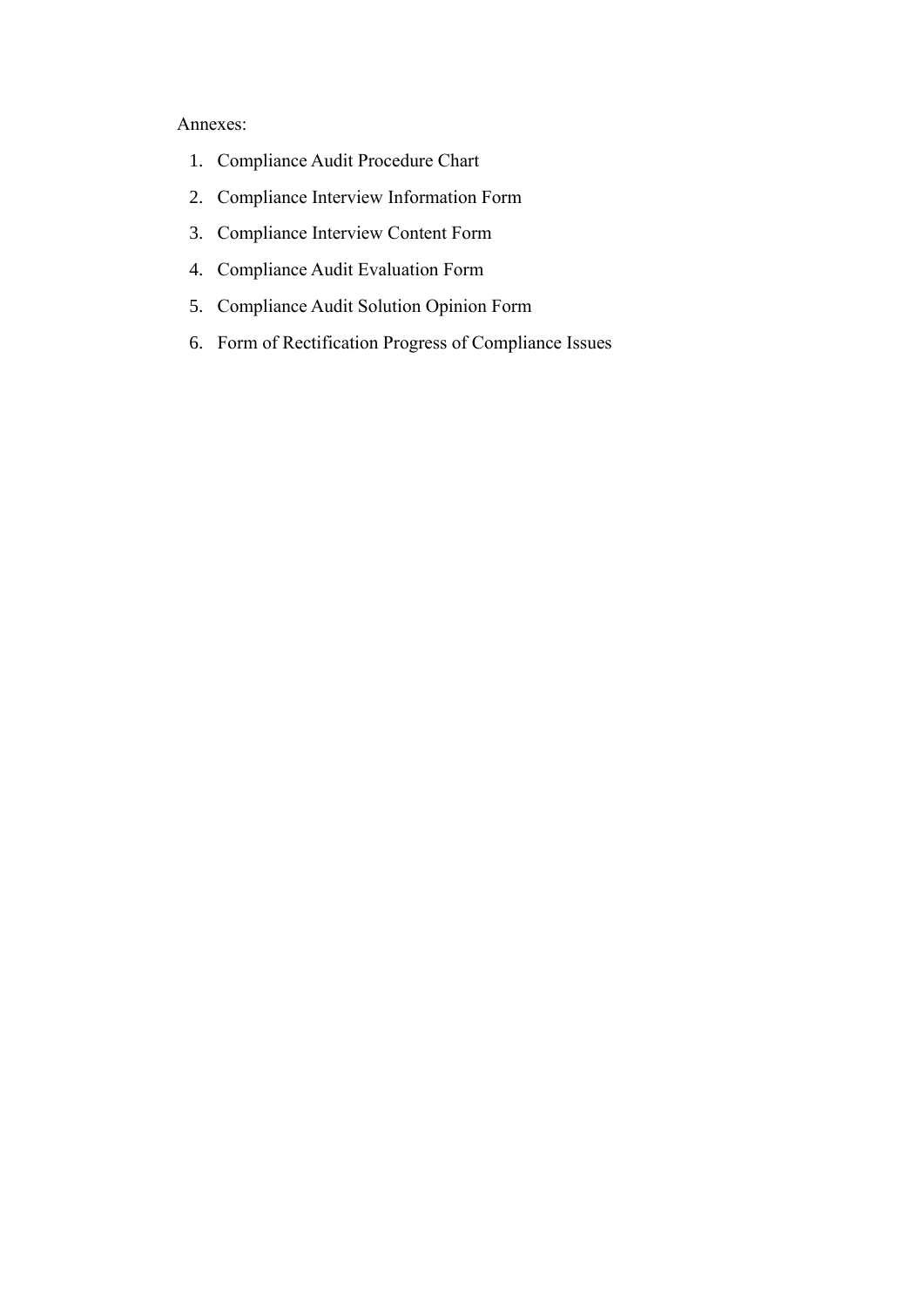Annexes:

1. Compliance Audit Procedure Chart
2. Compliance Interview Information Form
3. Compliance Interview Content Form
4. Compliance Audit Evaluation Form
5. Compliance Audit Solution Opinion Form
6. Form of Rectification Progress of Compliance Issues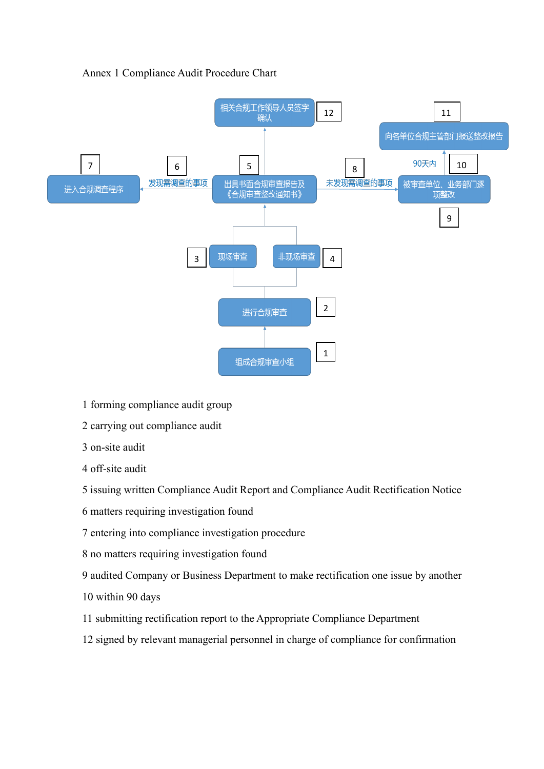Annex 1 Compliance Audit Procedure Chart

相关合规工作领导人员签字确认 12

向各单位合规主管部门报送整改报告 11

7 进入合规调查程序

6 发现需调查的事项

5 出具书面合规审查报告及《合规审查整改通知书》

8 未发现需调查的事项

90天内 10

被审查单位、业务部门逐项整改 9

3 现场审查

非现场审查 4

进行合规审查 2

组成合规审查小组 1

1 forming compliance audit group

2 carrying out compliance audit

3 on-site audit

4 off-site audit

5 issuing written Compliance Audit Report and Compliance Audit Rectification Notice

6 matters requiring investigation found

7 entering into compliance investigation procedure

8 no matters requiring investigation found

9 audited Company or Business Department to make rectification one issue by another

10 within 90 days

11 submitting rectification report to the Appropriate Compliance Department

12 signed by relevant managerial personnel in charge of compliance for confirmation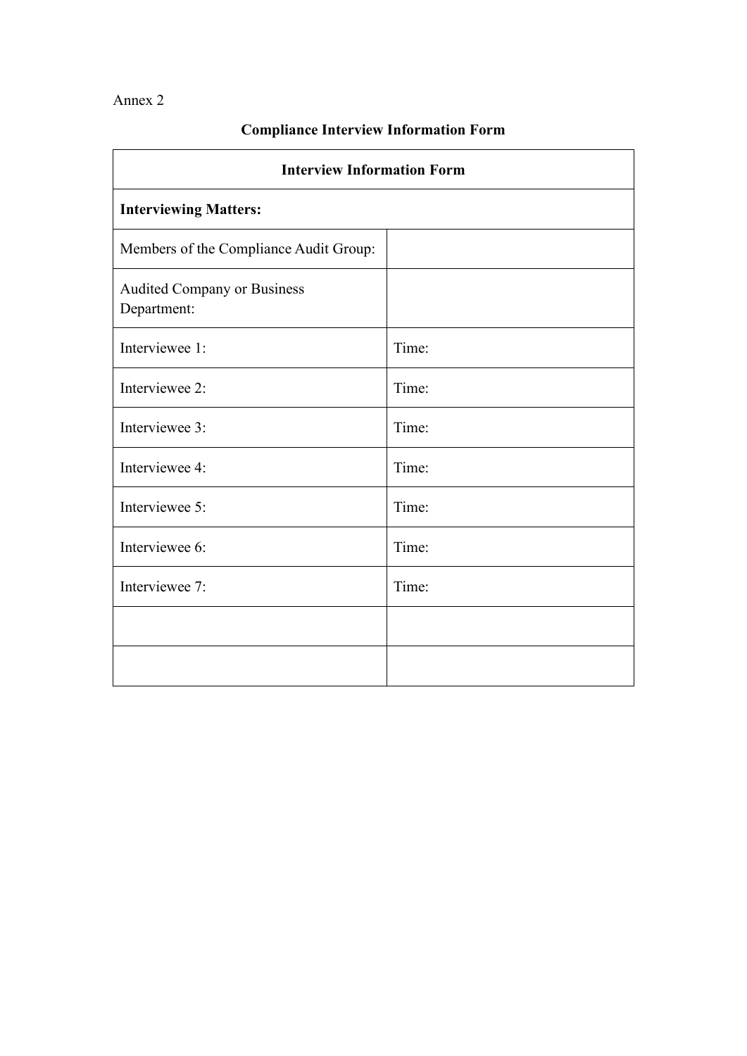Annex 2

## Compliance Interview Information Form

| **Interview Information Form** | |
|---|---|
| **Interviewing Matters:** | |
| Members of the Compliance Audit Group: | |
| Audited Company or Business Department: | |
| Interviewee 1: | Time: |
| Interviewee 2: | Time: |
| Interviewee 3: | Time: |
| Interviewee 4: | Time: |
| Interviewee 5: | Time: |
| Interviewee 6: | Time: |
| Interviewee 7: | Time: |
| | |
| | |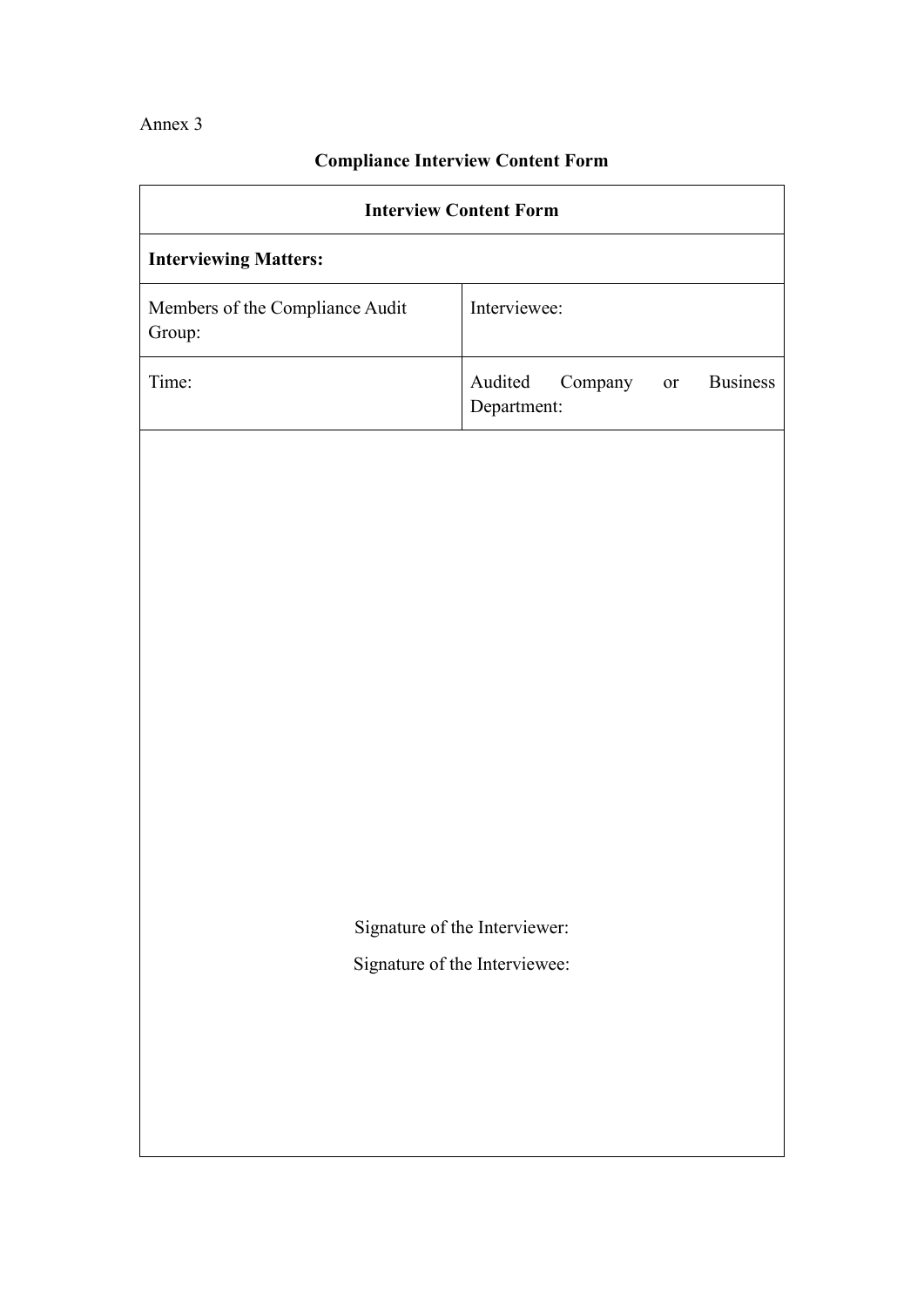Annex 3

**Compliance Interview Content Form**

| **Interview Content Form** | |
|---|---|
| **Interviewing Matters:** | |
| Members of the Compliance Audit Group: | Interviewee: |
| Time: | Audited Company or Business Department: |
| Signature of the Interviewer:<br>Signature of the Interviewee: | |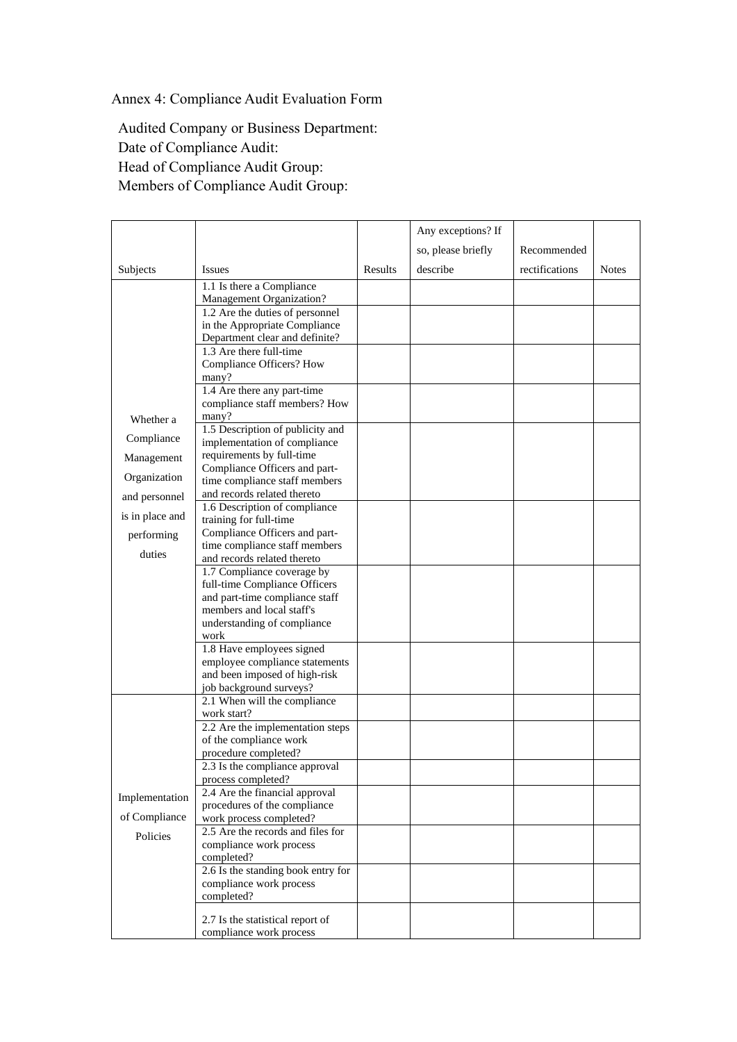Annex 4: Compliance Audit Evaluation Form

Audited Company or Business Department:
Date of Compliance Audit:
Head of Compliance Audit Group:
Members of Compliance Audit Group:

| Subjects | Issues | Results | Any exceptions? If so, please briefly describe | Recommended rectifications | Notes |
|---|---|---|---|---|---|
| Whether a Compliance Management Organization and personnel is in place and performing duties | 1.1 Is there a Compliance Management Organization? | | | | |
| | 1.2 Are the duties of personnel in the Appropriate Compliance Department clear and definite? | | | | |
| | 1.3 Are there full-time Compliance Officers? How many? | | | | |
| | 1.4 Are there any part-time compliance staff members? How many? | | | | |
| | 1.5 Description of publicity and implementation of compliance requirements by full-time Compliance Officers and part-time compliance staff members and records related thereto | | | | |
| | 1.6 Description of compliance training for full-time Compliance Officers and part-time compliance staff members and records related thereto | | | | |
| | 1.7 Compliance coverage by full-time Compliance Officers and part-time compliance staff members and local staff's understanding of compliance work | | | | |
| | 1.8 Have employees signed employee compliance statements and been imposed of high-risk job background surveys? | | | | |
| Implementation of Compliance Policies | 2.1 When will the compliance work start? | | | | |
| | 2.2 Are the implementation steps of the compliance work procedure completed? | | | | |
| | 2.3 Is the compliance approval process completed? | | | | |
| | 2.4 Are the financial approval procedures of the compliance work process completed? | | | | |
| | 2.5 Are the records and files for compliance work process completed? | | | | |
| | 2.6 Is the standing book entry for compliance work process completed? | | | | |
| | 2.7 Is the statistical report of compliance work process | | | | |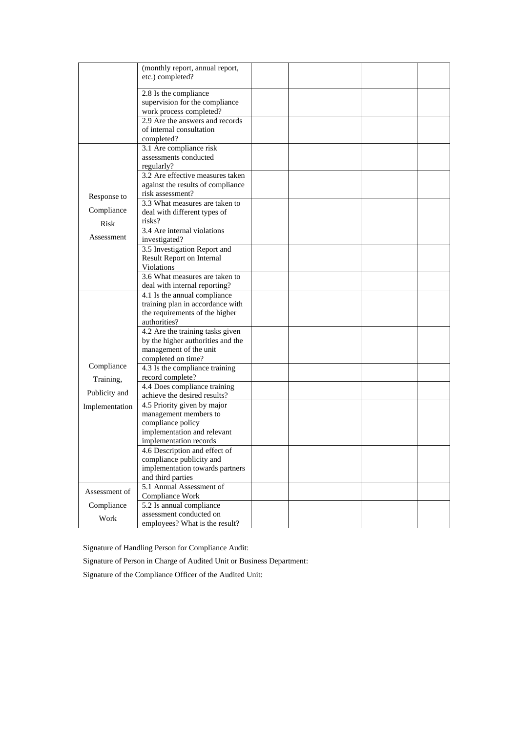| | | | | | |
|---|---|---|---|---|---|
| | (monthly report, annual report, etc.) completed? | | | | |
| | 2.8 Is the compliance supervision for the compliance work process completed? | | | | |
| | 2.9 Are the answers and records of internal consultation completed? | | | | |
| Response to Compliance Risk Assessment | 3.1 Are compliance risk assessments conducted regularly? | | | | |
| | 3.2 Are effective measures taken against the results of compliance risk assessment? | | | | |
| | 3.3 What measures are taken to deal with different types of risks? | | | | |
| | 3.4 Are internal violations investigated? | | | | |
| | 3.5 Investigation Report and Result Report on Internal Violations | | | | |
| | 3.6 What measures are taken to deal with internal reporting? | | | | |
| Compliance Training, Publicity and Implementation | 4.1 Is the annual compliance training plan in accordance with the requirements of the higher authorities? | | | | |
| | 4.2 Are the training tasks given by the higher authorities and the management of the unit completed on time? | | | | |
| | 4.3 Is the compliance training record complete? | | | | |
| | 4.4 Does compliance training achieve the desired results? | | | | |
| | 4.5 Priority given by major management members to compliance policy implementation and relevant implementation records | | | | |
| | 4.6 Description and effect of compliance publicity and implementation towards partners and third parties | | | | |
| Assessment of Compliance Work | 5.1 Annual Assessment of Compliance Work | | | | |
| | 5.2 Is annual compliance assessment conducted on employees? What is the result? | | | | |

Signature of Handling Person for Compliance Audit:

Signature of Person in Charge of Audited Unit or Business Department:

Signature of the Compliance Officer of the Audited Unit: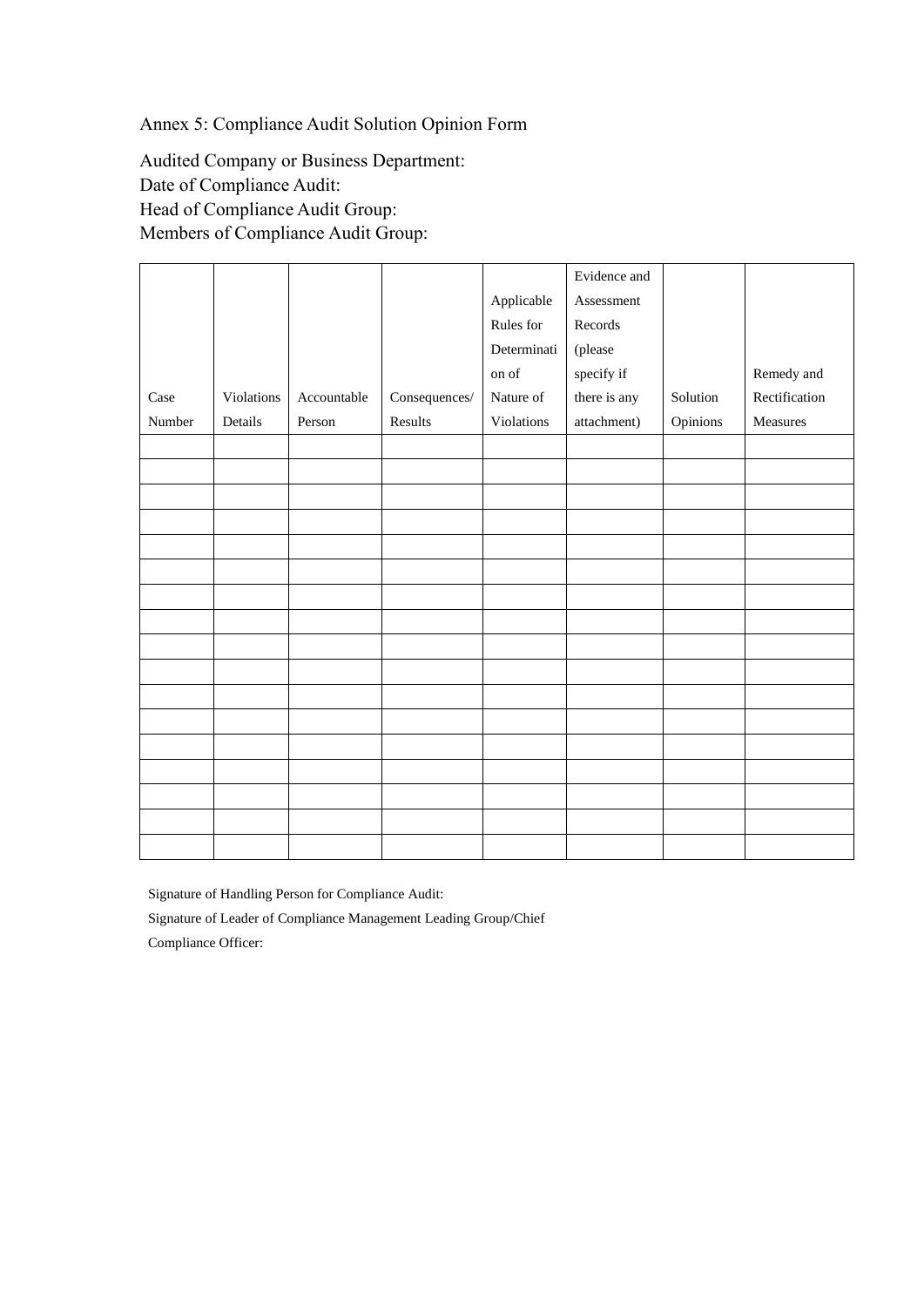Annex 5: Compliance Audit Solution Opinion Form

Audited Company or Business Department:
Date of Compliance Audit:
Head of Compliance Audit Group:
Members of Compliance Audit Group:

| Case Number | Violations Details | Accountable Person | Consequences/ Results | Applicable Rules for Determination of Nature of Violations | Evidence and Assessment Records (please specify if there is any attachment) | Solution Opinions | Remedy and Rectification Measures |
|---|---|---|---|---|---|---|---|
| | | | | | | | |
| | | | | | | | |
| | | | | | | | |
| | | | | | | | |
| | | | | | | | |
| | | | | | | | |
| | | | | | | | |
| | | | | | | | |
| | | | | | | | |
| | | | | | | | |
| | | | | | | | |
| | | | | | | | |
| | | | | | | | |
| | | | | | | | |
| | | | | | | | |
| | | | | | | | |
| | | | | | | | |

Signature of Handling Person for Compliance Audit:

Signature of Leader of Compliance Management Leading Group/Chief Compliance Officer: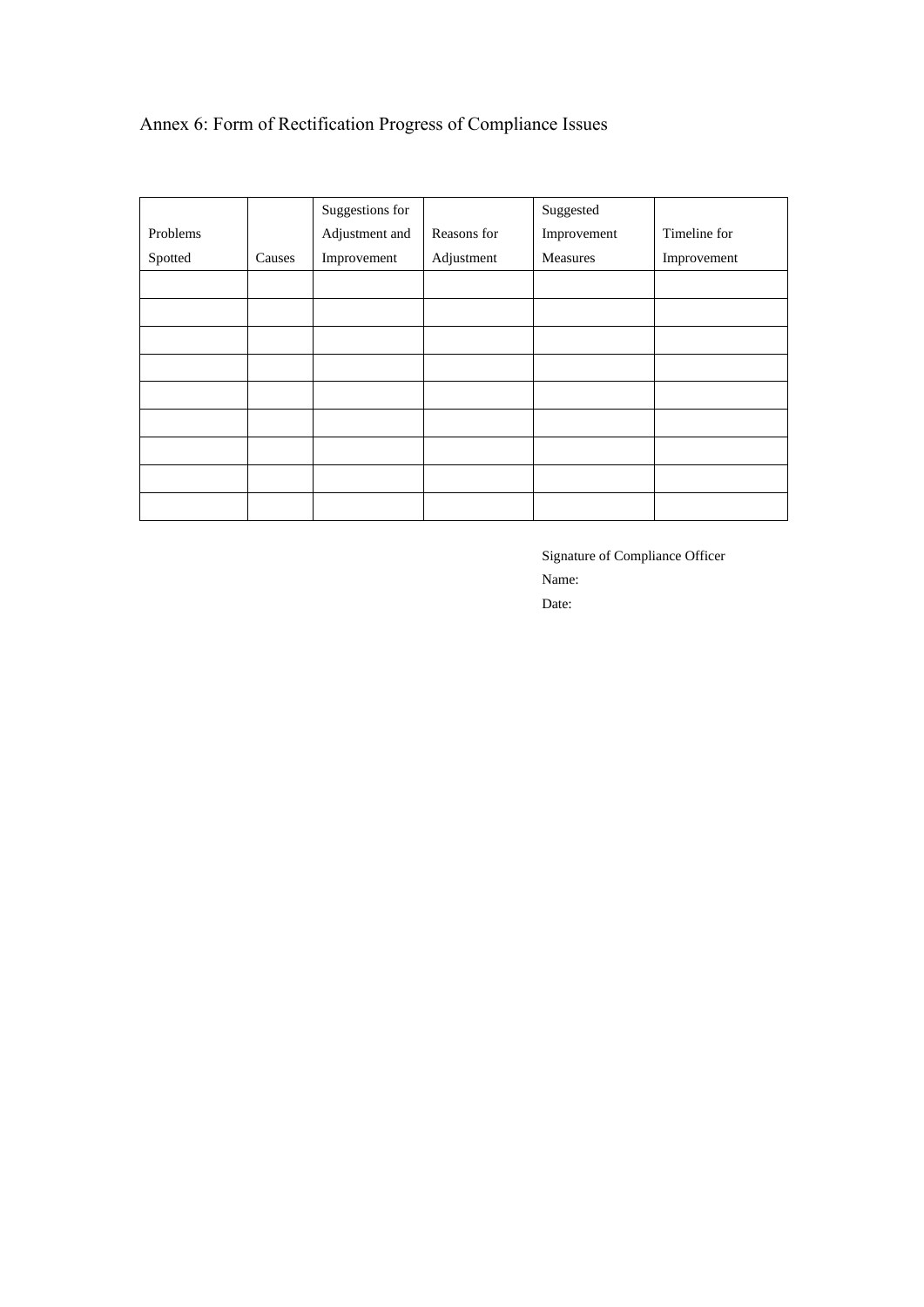Annex 6: Form of Rectification Progress of Compliance Issues

| Problems Spotted | Causes | Suggestions for Adjustment and Improvement | Reasons for Adjustment | Suggested Improvement Measures | Timeline for Improvement |
|---|---|---|---|---|---|
| | | | | | |
| | | | | | |
| | | | | | |
| | | | | | |
| | | | | | |
| | | | | | |
| | | | | | |
| | | | | | |
| | | | | | |

Signature of Compliance Officer

Name:

Date: